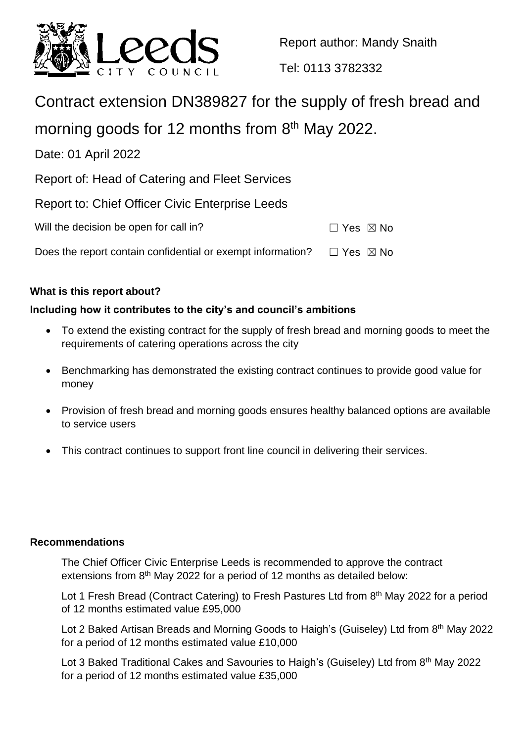Report author: Mandy Snaith

Tel: 0113 3782332

# Contract extension DN389827 for the supply of fresh bread and morning goods for 12 months from 8th May 2022.

Date: 01 April 2022

Report of: Head of Catering and Fleet Services

Report to: Chief Officer Civic Enterprise Leeds

Will the decision be open for call in? ☐ Yes ☒ No

Does the report contain confidential or exempt information? ☐ Yes ☒ No

**What is this report about?**

**Including how it contributes to the city's and council's ambitions**

- To extend the existing contract for the supply of fresh bread and morning goods to meet the requirements of catering operations across the city
- Benchmarking has demonstrated the existing contract continues to provide good value for money
- Provision of fresh bread and morning goods ensures healthy balanced options are available to service users
- This contract continues to support front line council in delivering their services.

**Recommendations**

The Chief Officer Civic Enterprise Leeds is recommended to approve the contract extensions from 8th May 2022 for a period of 12 months as detailed below:

Lot 1 Fresh Bread (Contract Catering) to Fresh Pastures Ltd from 8th May 2022 for a period of 12 months estimated value £95,000

Lot 2 Baked Artisan Breads and Morning Goods to Haigh's (Guiseley) Ltd from 8th May 2022 for a period of 12 months estimated value £10,000

Lot 3 Baked Traditional Cakes and Savouries to Haigh's (Guiseley) Ltd from 8th May 2022 for a period of 12 months estimated value £35,000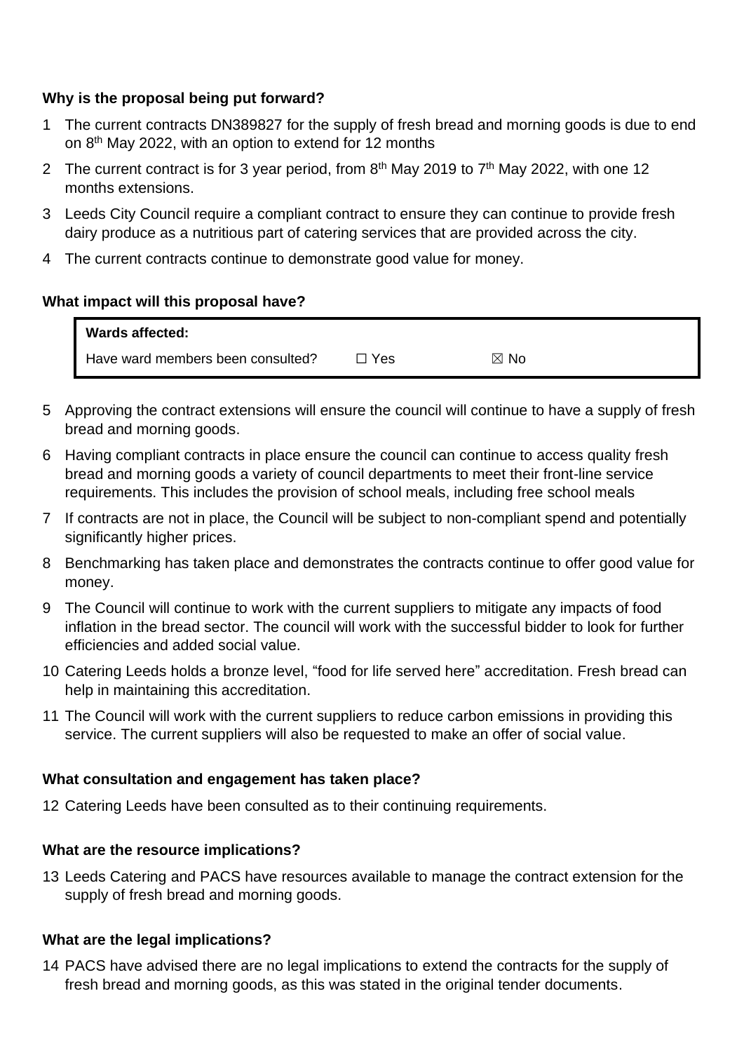**Why is the proposal being put forward?**

1 The current contracts DN389827 for the supply of fresh bread and morning goods is due to end on 8th May 2022, with an option to extend for 12 months

2 The current contract is for 3 year period, from 8th May 2019 to 7th May 2022, with one 12 months extensions.

3 Leeds City Council require a compliant contract to ensure they can continue to provide fresh dairy produce as a nutritious part of catering services that are provided across the city.

4 The current contracts continue to demonstrate good value for money.

**What impact will this proposal have?**

| **Wards affected:** | | |
|---|---|---|
| Have ward members been consulted? | ☐ Yes | ☒ No |

5 Approving the contract extensions will ensure the council will continue to have a supply of fresh bread and morning goods.

6 Having compliant contracts in place ensure the council can continue to access quality fresh bread and morning goods a variety of council departments to meet their front-line service requirements. This includes the provision of school meals, including free school meals

7 If contracts are not in place, the Council will be subject to non-compliant spend and potentially significantly higher prices.

8 Benchmarking has taken place and demonstrates the contracts continue to offer good value for money.

9 The Council will continue to work with the current suppliers to mitigate any impacts of food inflation in the bread sector. The council will work with the successful bidder to look for further efficiencies and added social value.

10 Catering Leeds holds a bronze level, "food for life served here" accreditation. Fresh bread can help in maintaining this accreditation.

11 The Council will work with the current suppliers to reduce carbon emissions in providing this service. The current suppliers will also be requested to make an offer of social value.

**What consultation and engagement has taken place?**

12 Catering Leeds have been consulted as to their continuing requirements.

**What are the resource implications?**

13 Leeds Catering and PACS have resources available to manage the contract extension for the supply of fresh bread and morning goods.

**What are the legal implications?**

14 PACS have advised there are no legal implications to extend the contracts for the supply of fresh bread and morning goods, as this was stated in the original tender documents.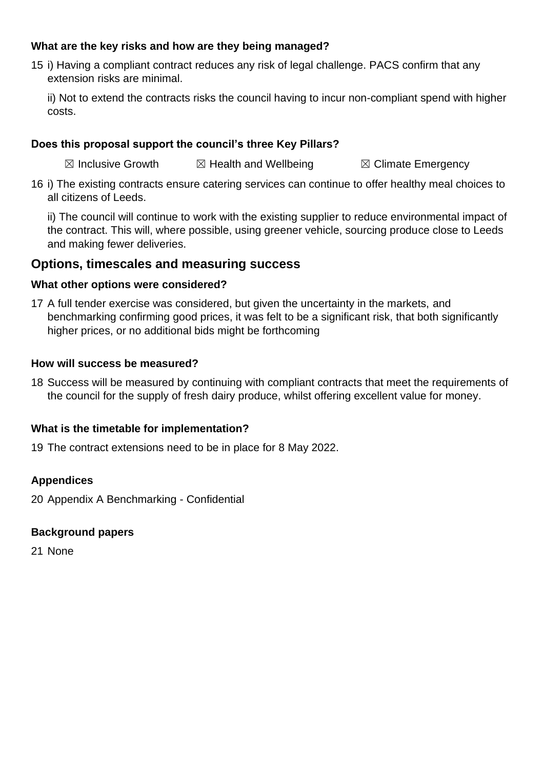**What are the key risks and how are they being managed?**

15 i) Having a compliant contract reduces any risk of legal challenge. PACS confirm that any extension risks are minimal.

ii) Not to extend the contracts risks the council having to incur non-compliant spend with higher costs.

**Does this proposal support the council's three Key Pillars?**

☒ Inclusive Growth ☒ Health and Wellbeing ☒ Climate Emergency

16 i) The existing contracts ensure catering services can continue to offer healthy meal choices to all citizens of Leeds.

ii) The council will continue to work with the existing supplier to reduce environmental impact of the contract. This will, where possible, using greener vehicle, sourcing produce close to Leeds and making fewer deliveries.

## Options, timescales and measuring success

**What other options were considered?**

17 A full tender exercise was considered, but given the uncertainty in the markets, and benchmarking confirming good prices, it was felt to be a significant risk, that both significantly higher prices, or no additional bids might be forthcoming

**How will success be measured?**

18 Success will be measured by continuing with compliant contracts that meet the requirements of the council for the supply of fresh dairy produce, whilst offering excellent value for money.

**What is the timetable for implementation?**

19 The contract extensions need to be in place for 8 May 2022.

**Appendices**

20 Appendix A Benchmarking - Confidential

**Background papers**

21 None